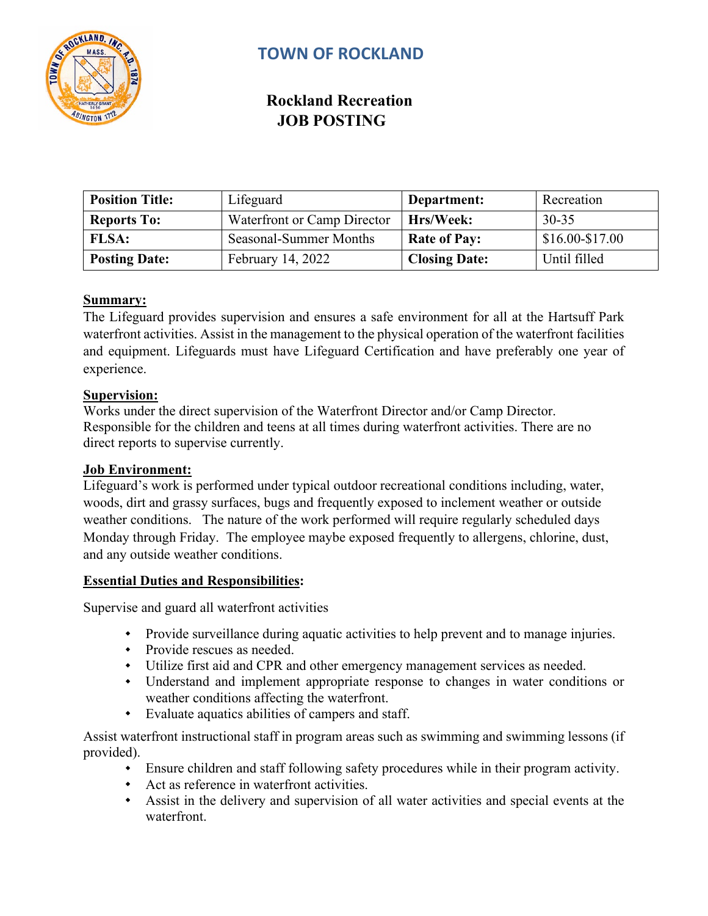# TOWN OF ROCKLAND

## Rockland Recreation
## JOB POSTING

| **Position Title:** | Lifeguard | **Department:** | Recreation |
|---|---|---|---|
| **Reports To:** | Waterfront or Camp Director | **Hrs/Week:** | 30-35 |
| **FLSA:** | Seasonal-Summer Months | **Rate of Pay:** | $16.00-$17.00 |
| **Posting Date:** | February 14, 2022 | **Closing Date:** | Until filled |

**Summary:**

The Lifeguard provides supervision and ensures a safe environment for all at the Hartsuff Park waterfront activities. Assist in the management to the physical operation of the waterfront facilities and equipment. Lifeguards must have Lifeguard Certification and have preferably one year of experience.

**Supervision:**

Works under the direct supervision of the Waterfront Director and/or Camp Director. Responsible for the children and teens at all times during waterfront activities. There are no direct reports to supervise currently.

**Job Environment:**

Lifeguard's work is performed under typical outdoor recreational conditions including, water, woods, dirt and grassy surfaces, bugs and frequently exposed to inclement weather or outside weather conditions. The nature of the work performed will require regularly scheduled days Monday through Friday. The employee maybe exposed frequently to allergens, chlorine, dust, and any outside weather conditions.

**Essential Duties and Responsibilities:**

Supervise and guard all waterfront activities

- Provide surveillance during aquatic activities to help prevent and to manage injuries.
- Provide rescues as needed.
- Utilize first aid and CPR and other emergency management services as needed.
- Understand and implement appropriate response to changes in water conditions or weather conditions affecting the waterfront.
- Evaluate aquatics abilities of campers and staff.

Assist waterfront instructional staff in program areas such as swimming and swimming lessons (if provided).

- Ensure children and staff following safety procedures while in their program activity.
- Act as reference in waterfront activities.
- Assist in the delivery and supervision of all water activities and special events at the waterfront.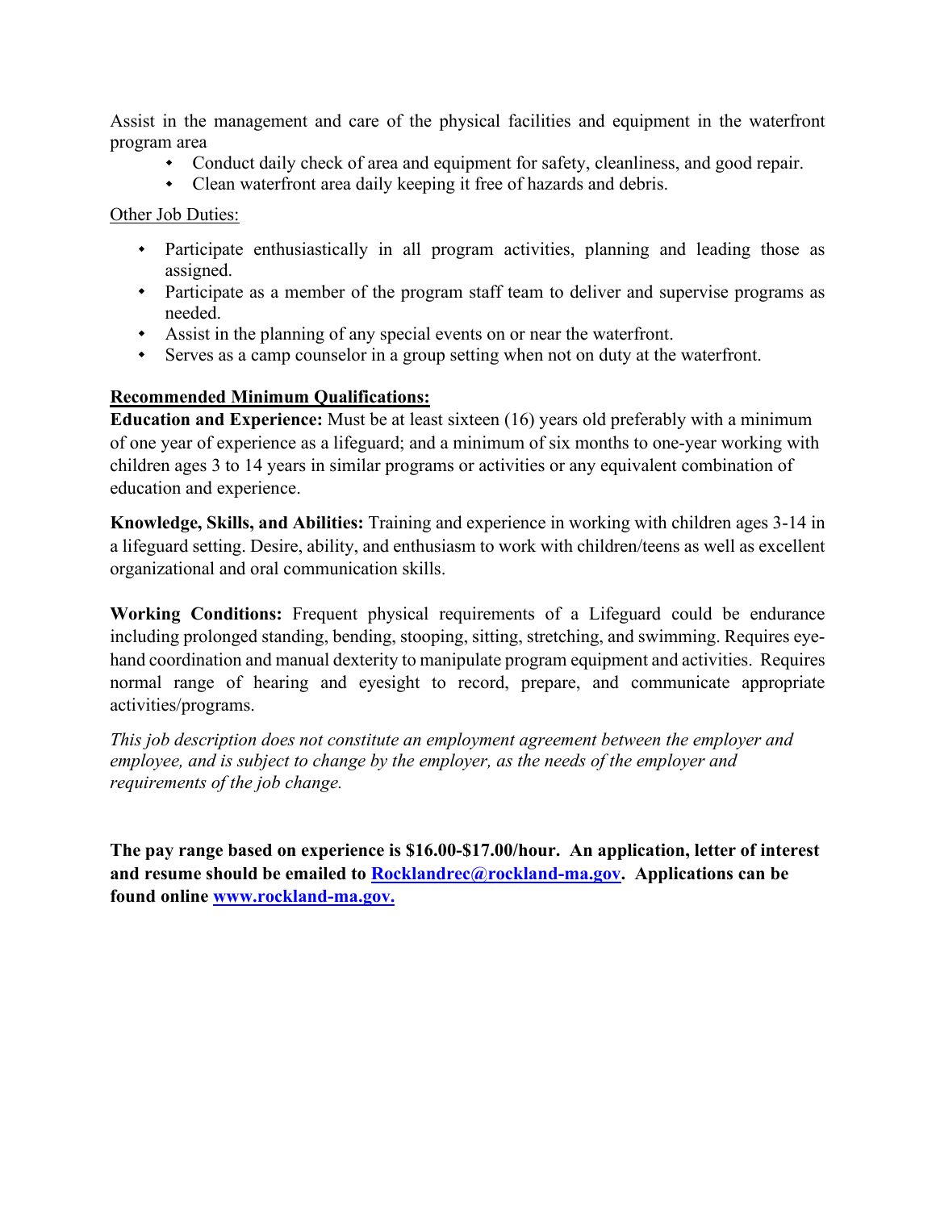Assist in the management and care of the physical facilities and equipment in the waterfront program area

- Conduct daily check of area and equipment for safety, cleanliness, and good repair.
- Clean waterfront area daily keeping it free of hazards and debris.

Other Job Duties:

- Participate enthusiastically in all program activities, planning and leading those as assigned.
- Participate as a member of the program staff team to deliver and supervise programs as needed.
- Assist in the planning of any special events on or near the waterfront.
- Serves as a camp counselor in a group setting when not on duty at the waterfront.

**Recommended Minimum Qualifications:**

**Education and Experience:** Must be at least sixteen (16) years old preferably with a minimum of one year of experience as a lifeguard; and a minimum of six months to one-year working with children ages 3 to 14 years in similar programs or activities or any equivalent combination of education and experience.

**Knowledge, Skills, and Abilities:** Training and experience in working with children ages 3-14 in a lifeguard setting. Desire, ability, and enthusiasm to work with children/teens as well as excellent organizational and oral communication skills.

**Working Conditions:** Frequent physical requirements of a Lifeguard could be endurance including prolonged standing, bending, stooping, sitting, stretching, and swimming. Requires eye-hand coordination and manual dexterity to manipulate program equipment and activities. Requires normal range of hearing and eyesight to record, prepare, and communicate appropriate activities/programs.

*This job description does not constitute an employment agreement between the employer and employee, and is subject to change by the employer, as the needs of the employer and requirements of the job change.*

**The pay range based on experience is $16.00-$17.00/hour. An application, letter of interest and resume should be emailed to [Rocklandrec@rockland-ma.gov](mailto:Rocklandrec@rockland-ma.gov). Applications can be found online [www.rockland-ma.gov.](http://www.rockland-ma.gov)**